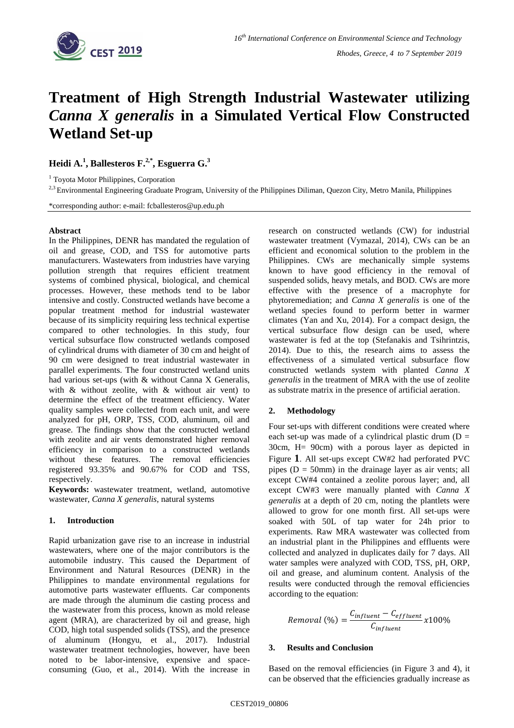# Treatment of High Strength Industrial Wastewater utilizing *Canna X generalis* in a Simulated Vertical Flow Constructed Wetland Set-up

**Heidi A.[1], Ballesteros F.[2,*], Esguerra G.[3]**

[1] Toyota Motor Philippines, Corporation

[2,3] Environmental Engineering Graduate Program, University of the Philippines Diliman, Quezon City, Metro Manila, Philippines

*corresponding author: e-mail: fcballesteros@up.edu.ph

**Abstract**

In the Philippines, DENR has mandated the regulation of oil and grease, COD, and TSS for automotive parts manufacturers. Wastewaters from industries have varying pollution strength that requires efficient treatment systems of combined physical, biological, and chemical processes. However, these methods tend to be labor intensive and costly. Constructed wetlands have become a popular treatment method for industrial wastewater because of its simplicity requiring less technical expertise compared to other technologies. In this study, four vertical subsurface flow constructed wetlands composed of cylindrical drums with diameter of 30 cm and height of 90 cm were designed to treat industrial wastewater in parallel experiments. The four constructed wetland units had various set-ups (with & without Canna X Generalis, with & without zeolite, with & without air vent) to determine the effect of the treatment efficiency. Water quality samples were collected from each unit, and were analyzed for pH, ORP, TSS, COD, aluminum, oil and grease. The findings show that the constructed wetland with zeolite and air vents demonstrated higher removal efficiency in comparison to a constructed wetlands without these features. The removal efficiencies registered 93.35% and 90.67% for COD and TSS, respectively.

**Keywords:** wastewater treatment, wetland, automotive wastewater, *Canna X generalis*, natural systems

## 1. Introduction

Rapid urbanization gave rise to an increase in industrial wastewaters, where one of the major contributors is the automobile industry. This caused the Department of Environment and Natural Resources (DENR) in the Philippines to mandate environmental regulations for automotive parts wastewater effluents. Car components are made through the aluminum die casting process and the wastewater from this process, known as mold release agent (MRA), are characterized by oil and grease, high COD, high total suspended solids (TSS), and the presence of aluminum (Hongyu, et al., 2017). Industrial wastewater treatment technologies, however, have been noted to be labor-intensive, expensive and space-consuming (Guo, et al., 2014). With the increase in research on constructed wetlands (CW) for industrial wastewater treatment (Vymazal, 2014), CWs can be an efficient and economical solution to the problem in the Philippines. CWs are mechanically simple systems known to have good efficiency in the removal of suspended solids, heavy metals, and BOD. CWs are more effective with the presence of a macrophyte for phytoremediation; and *Canna X generalis* is one of the wetland species found to perform better in warmer climates (Yan and Xu, 2014). For a compact design, the vertical subsurface flow design can be used, where wastewater is fed at the top (Stefanakis and Tsihrintzis, 2014). Due to this, the research aims to assess the effectiveness of a simulated vertical subsurface flow constructed wetlands system with planted *Canna X generalis* in the treatment of MRA with the use of zeolite as substrate matrix in the presence of artificial aeration.

## 2. Methodology

Four set-ups with different conditions were created where each set-up was made of a cylindrical plastic drum (D = 30cm, H= 90cm) with a porous layer as depicted in Figure **1**. All set-ups except CW#2 had perforated PVC pipes (D = 50mm) in the drainage layer as air vents; all except CW#4 contained a zeolite porous layer; and, all except CW#3 were manually planted with *Canna X generalis* at a depth of 20 cm, noting the plantlets were allowed to grow for one month first. All set-ups were soaked with 50L of tap water for 24h prior to experiments. Raw MRA wastewater was collected from an industrial plant in the Philippines and effluents were collected and analyzed in duplicates daily for 7 days. All water samples were analyzed with COD, TSS, pH, ORP, oil and grease, and aluminum content. Analysis of the results were conducted through the removal efficiencies according to the equation:

$$Removal\ (\%) = \frac{C_{influent} - C_{effluent}}{C_{influent}} x100\%$$

## 3. Results and Conclusion

Based on the removal efficiencies (in Figure 3 and 4), it can be observed that the efficiencies gradually increase as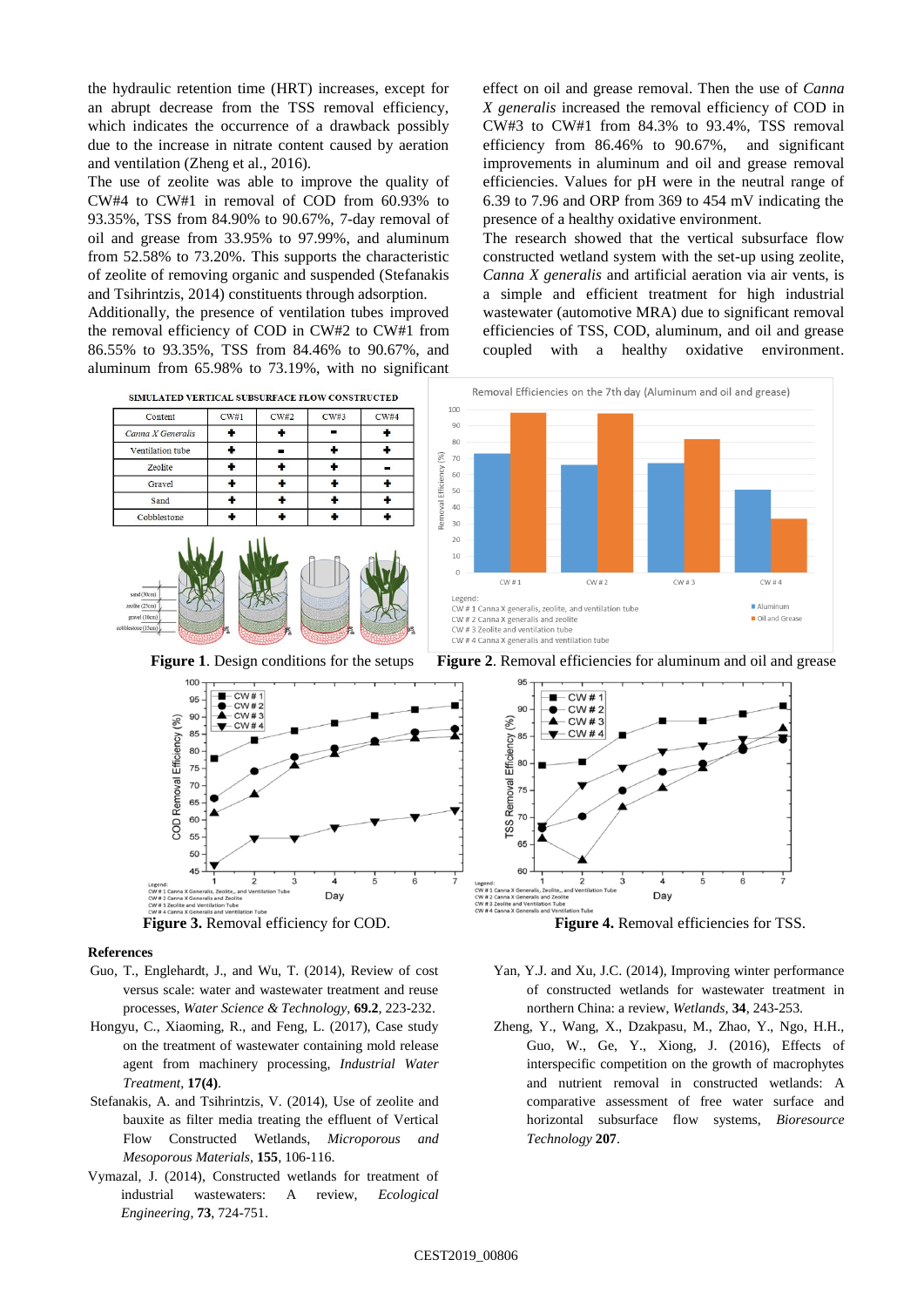the hydraulic retention time (HRT) increases, except for an abrupt decrease from the TSS removal efficiency, which indicates the occurrence of a drawback possibly due to the increase in nitrate content caused by aeration and ventilation (Zheng et al., 2016).

The use of zeolite was able to improve the quality of CW#4 to CW#1 in removal of COD from 60.93% to 93.35%, TSS from 84.90% to 90.67%, 7-day removal of oil and grease from 33.95% to 97.99%, and aluminum from 52.58% to 73.20%. This supports the characteristic of zeolite of removing organic and suspended (Stefanakis and Tsihrintzis, 2014) constituents through adsorption.

Additionally, the presence of ventilation tubes improved the removal efficiency of COD in CW#2 to CW#1 from 86.55% to 93.35%, TSS from 84.46% to 90.67%, and aluminum from 65.98% to 73.19%, with no significant effect on oil and grease removal. Then the use of *Canna X generalis* increased the removal efficiency of COD in CW#3 to CW#1 from 84.3% to 93.4%, TSS removal efficiency from 86.46% to 90.67%, and significant improvements in aluminum and oil and grease removal efficiencies. Values for pH were in the neutral range of 6.39 to 7.96 and ORP from 369 to 454 mV indicating the presence of a healthy oxidative environment.

The research showed that the vertical subsurface flow constructed wetland system with the set-up using zeolite, *Canna X generalis* and artificial aeration via air vents, is a simple and efficient treatment for high industrial wastewater (automotive MRA) due to significant removal efficiencies of TSS, COD, aluminum, and oil and grease coupled with a healthy oxidative environment.

SIMULATED VERTICAL SUBSURFACE FLOW CONSTRUCTED

| Content | CW#1 | CW#2 | CW#3 | CW#4 |
|---|---|---|---|---|
| *Canna X Generalis* | + | + | − | + |
| Ventilation tube | + | − | + | + |
| Zeolite | + | + | + | − |
| Gravel | + | + | + | + |
| Sand | + | + | + | + |
| Cobblestone | + | + | + | + |

sand (30cm)
zeolite (25cm)
gravel (16cm)
cobblestone (15cm)

**Figure 1**. Design conditions for the setups

Removal Efficiencies on the 7th day (Aluminum and oil and grease)
Removal Efficiency (%)
0 10 20 30 40 50 60 70 80 90 100
CW # 1 CW # 2 CW # 3 CW # 4
Legend:
CW # 1 Canna X generalis, zeolite, and ventilation tube
CW # 2 Canna X generalis and zeolite
CW # 3 Zeolite and ventilation tube
CW # 4 Canna X generalis and ventilation tube
Aluminum
Oil and Grease

**Figure 2**. Removal efficiencies for aluminum and oil and grease

COD Removal Efficiency (%)
45 50 55 60 65 70 75 80 85 90 95 100
Day
1 2 3 4 5 6 7
CW # 1
CW # 2
CW # 3
CW # 4
Legend:
CW # 1 Canna X Generalis, Zeolite,, and Ventilation Tube
CW # 2 Canna X Generalis and Zeolite
CW # 3 Zeolite and Ventilation Tube
CW # 4 Canna X Generalis and Ventilation Tube

**Figure 3.** Removal efficiency for COD.

TSS Removal Efficiency (%)
60 65 70 75 80 85 90 95
Day
1 2 3 4 5 6 7
CW # 1
CW # 2
CW # 3
CW # 4
Legend:
CW # 1 Canna X Generalis, Zeolite,, and Ventilation Tube
CW # 2 Canna X Generalis and Zeolite
CW # 3 Zeolite and Ventilation Tube
CW # 4 Canna X Generalis and Ventilation Tube

**Figure 4.** Removal efficiencies for TSS.

## References

Guo, T., Englehardt, J., and Wu, T. (2014), Review of cost versus scale: water and wastewater treatment and reuse processes, *Water Science & Technology*, **69.2**, 223-232.

Hongyu, C., Xiaoming, R., and Feng, L. (2017), Case study on the treatment of wastewater containing mold release agent from machinery processing, *Industrial Water Treatment*, **17(4)**.

Stefanakis, A. and Tsihrintzis, V. (2014), Use of zeolite and bauxite as filter media treating the effluent of Vertical Flow Constructed Wetlands, *Microporous and Mesoporous Materials*, **155**, 106-116.

Vymazal, J. (2014), Constructed wetlands for treatment of industrial wastewaters: A review, *Ecological Engineering*, **73**, 724-751.

Yan, Y.J. and Xu, J.C. (2014), Improving winter performance of constructed wetlands for wastewater treatment in northern China: a review, *Wetlands*, **34**, 243-253.

Zheng, Y., Wang, X., Dzakpasu, M., Zhao, Y., Ngo, H.H., Guo, W., Ge, Y., Xiong, J. (2016), Effects of interspecific competition on the growth of macrophytes and nutrient removal in constructed wetlands: A comparative assessment of free water surface and horizontal subsurface flow systems, *Bioresource Technology* **207**.